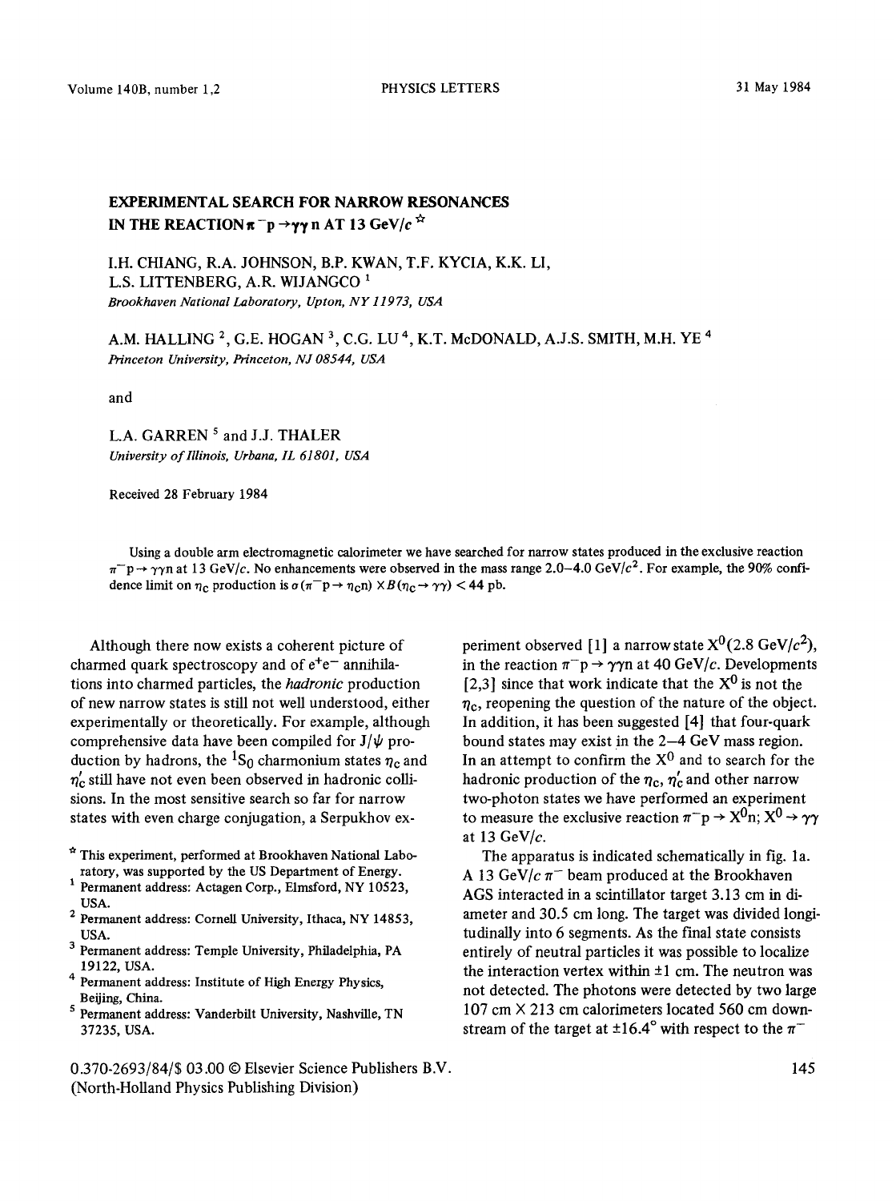# EXPERIMENTAL SEARCH FOR NARROW RESONANCES IN THE REACTION $\pi^- p \rightarrow \gamma\gamma n$ AT 13 GeV/$c$ ☆

I.H. CHIANG, R.A. JOHNSON, B.P. KWAN, T.F. KYCIA, K.K. LI, L.S. LITTENBERG, A.R. WIJANGCO [1]

*Brookhaven National Laboratory, Upton, NY 11973, USA*

A.M. HALLING [2], G.E. HOGAN [3], C.G. LU [4], K.T. McDONALD, A.J.S. SMITH, M.H. YE [4]

*Princeton University, Princeton, NJ 08544, USA*

and

L.A. GARREN [5] and J.J. THALER

*University of Illinois, Urbana, IL 61801, USA*

Received 28 February 1984

Using a double arm electromagnetic calorimeter we have searched for narrow states produced in the exclusive reaction $\pi^- p \rightarrow \gamma\gamma n$ at 13 GeV/$c$. No enhancements were observed in the mass range 2.0–4.0 GeV/$c^2$. For example, the 90% confidence limit on $\eta_c$ production is $\sigma(\pi^- p \rightarrow \eta_c n) \times B(\eta_c \rightarrow \gamma\gamma) < 44$ pb.

Although there now exists a coherent picture of charmed quark spectroscopy and of $e^+e^-$ annihilations into charmed particles, the *hadronic* production of new narrow states is still not well understood, either experimentally or theoretically. For example, although comprehensive data have been compiled for $J/\psi$ production by hadrons, the $^1S_0$ charmonium states $\eta_c$ and $\eta_c'$ still have not even been observed in hadronic collisions. In the most sensitive search so far for narrow states with even charge conjugation, a Serpukhov experiment observed [1] a narrow state $X^0$(2.8 GeV/$c^2$), in the reaction $\pi^- p \rightarrow \gamma\gamma n$ at 40 GeV/$c$. Developments [2,3] since that work indicate that the $X^0$ is not the $\eta_c$, reopening the question of the nature of the object. In addition, it has been suggested [4] that four-quark bound states may exist in the 2–4 GeV mass region. In an attempt to confirm the $X^0$ and to search for the hadronic production of the $\eta_c$, $\eta_c'$ and other narrow two-photon states we have performed an experiment to measure the exclusive reaction $\pi^- p \rightarrow X^0 n$; $X^0 \rightarrow \gamma\gamma$ at 13 GeV/$c$.

The apparatus is indicated schematically in fig. 1a. A 13 GeV/$c$ $\pi^-$ beam produced at the Brookhaven AGS interacted in a scintillator target 3.13 cm in diameter and 30.5 cm long. The target was divided longitudinally into 6 segments. As the final state consists entirely of neutral particles it was possible to localize the interaction vertex within ±1 cm. The neutron was not detected. The photons were detected by two large 107 cm × 213 cm calorimeters located 560 cm downstream of the target at ±16.4° with respect to the $\pi^-$

☆ This experiment, performed at Brookhaven National Laboratory, was supported by the US Department of Energy.

[1] Permanent address: Actagen Corp., Elmsford, NY 10523, USA.

[2] Permanent address: Cornell University, Ithaca, NY 14853, USA.

[3] Permanent address: Temple University, Philadelphia, PA 19122, USA.

[4] Permanent address: Institute of High Energy Physics, Beijing, China.

[5] Permanent address: Vanderbilt University, Nashville, TN 37235, USA.

0.370-2693/84/$ 03.00 © Elsevier Science Publishers B.V. (North-Holland Physics Publishing Division)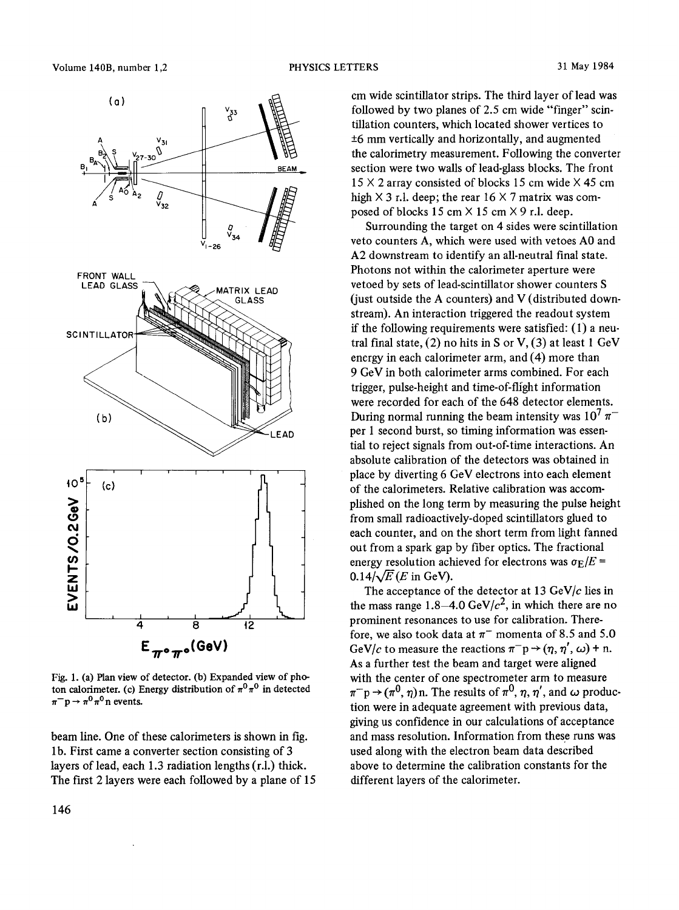Fig. 1. (a) Plan view of detector. (b) Expanded view of photon calorimeter. (c) Energy distribution of $\pi^0\pi^0$ in detected $\pi^- p \to \pi^0\pi^0 n$ events.

beam line. One of these calorimeters is shown in fig. 1b. First came a converter section consisting of 3 layers of lead, each 1.3 radiation lengths (r.l.) thick. The first 2 layers were each followed by a plane of 15 cm wide scintillator strips. The third layer of lead was followed by two planes of 2.5 cm wide "finger" scintillation counters, which located shower vertices to ±6 mm vertically and horizontally, and augmented the calorimetry measurement. Following the converter section were two walls of lead-glass blocks. The front 15 × 2 array consisted of blocks 15 cm wide × 45 cm high × 3 r.l. deep; the rear 16 × 7 matrix was composed of blocks 15 cm × 15 cm × 9 r.l. deep.

Surrounding the target on 4 sides were scintillation veto counters A, which were used with vetoes A0 and A2 downstream to identify an all-neutral final state. Photons not within the calorimeter aperture were vetoed by sets of lead-scintillator shower counters S (just outside the A counters) and V (distributed downstream). An interaction triggered the readout system if the following requirements were satisfied: (1) a neutral final state, (2) no hits in S or V, (3) at least 1 GeV energy in each calorimeter arm, and (4) more than 9 GeV in both calorimeter arms combined. For each trigger, pulse-height and time-of-flight information were recorded for each of the 648 detector elements. During normal running the beam intensity was $10^7$ $\pi^-$ per 1 second burst, so timing information was essential to reject signals from out-of-time interactions. An absolute calibration of the detectors was obtained in place by diverting 6 GeV electrons into each element of the calorimeters. Relative calibration was accomplished on the long term by measuring the pulse height from small radioactively-doped scintillators glued to each counter, and on the short term from light fanned out from a spark gap by fiber optics. The fractional energy resolution achieved for electrons was $\sigma_E/E = 0.14/\sqrt{E}$ ($E$ in GeV).

The acceptance of the detector at 13 GeV/$c$ lies in the mass range 1.8–4.0 GeV/$c^2$, in which there are no prominent resonances to use for calibration. Therefore, we also took data at $\pi^-$ momenta of 8.5 and 5.0 GeV/$c$ to measure the reactions $\pi^- p \to (\eta, \eta', \omega) + n$. As a further test the beam and target were aligned with the center of one spectrometer arm to measure $\pi^- p \to (\pi^0, \eta)n$. The results of $\pi^0$, $\eta$, $\eta'$, and $\omega$ production were in adequate agreement with previous data, giving us confidence in our calculations of acceptance and mass resolution. Information from these runs was used along with the electron beam data described above to determine the calibration constants for the different layers of the calorimeter.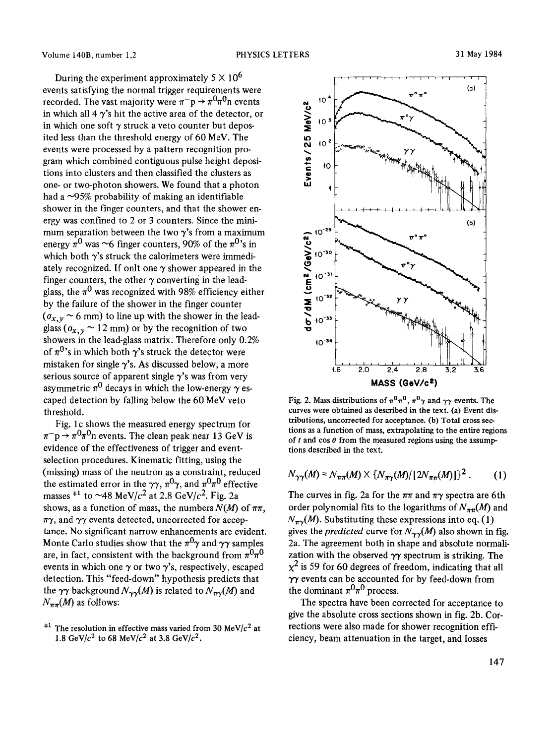During the experiment approximately $5 \times 10^6$ events satisfying the normal trigger requirements were recorded. The vast majority were $\pi^- p \to \pi^0\pi^0 n$ events in which all 4 $\gamma$'s hit the active area of the detector, or in which one soft $\gamma$ struck a veto counter but deposited less than the threshold energy of 60 MeV. The events were processed by a pattern recognition program which combined contiguous pulse height depositions into clusters and then classified the clusters as one- or two-photon showers. We found that a photon had a ~95% probability of making an identifiable shower in the finger counters, and that the shower energy was confined to 2 or 3 counters. Since the minimum separation between the two $\gamma$'s from a maximum energy $\pi^0$ was ~6 finger counters, 90% of the $\pi^0$'s in which both $\gamma$'s struck the calorimeters were immediately recognized. If onlt one $\gamma$ shower appeared in the finger counters, the other $\gamma$ converting in the lead-glass, the $\pi^0$ was recognized with 98% efficiency either by the failure of the shower in the finger counter ($\sigma_{x,y} \sim 6$ mm) to line up with the shower in the lead-glass ($\sigma_{x,y} \sim 12$ mm) or by the recognition of two showers in the lead-glass matrix. Therefore only 0.2% of $\pi^0$'s in which both $\gamma$'s struck the detector were mistaken for single $\gamma$'s. As discussed below, a more serious source of apparent single $\gamma$'s was from very asymmetric $\pi^0$ decays in which the low-energy $\gamma$ escaped detection by falling below the 60 MeV veto threshold.

Fig. 1c shows the measured energy spectrum for $\pi^- p \to \pi^0\pi^0 n$ events. The clean peak near 13 GeV is evidence of the effectiveness of trigger and event-selection procedures. Kinematic fitting, using the (missing) mass of the neutron as a constraint, reduced the estimated error in the $\gamma\gamma$, $\pi^0\gamma$, and $\pi^0\pi^0$ effective masses [‡1] to ~48 MeV/$c^2$ at 2.8 GeV/$c^2$. Fig. 2a shows, as a function of mass, the numbers $N(M)$ of $\pi\pi$, $\pi\gamma$, and $\gamma\gamma$ events detected, uncorrected for acceptance. No significant narrow enhancements are evident. Monte Carlo studies show that the $\pi^0\gamma$ and $\gamma\gamma$ samples are, in fact, consistent with the background from $\pi^0\pi^0$ events in which one $\gamma$ or two $\gamma$'s, respectively, escaped detection. This "feed-down" hypothesis predicts that the $\gamma\gamma$ background $N_{\gamma\gamma}(M)$ is related to $N_{\pi\gamma}(M)$ and $N_{\pi\pi}(M)$ as follows:

[‡1] The resolution in effective mass varied from 30 MeV/$c^2$ at 1.8 GeV/$c^2$ to 68 MeV/$c^2$ at 3.8 GeV/$c^2$.

Fig. 2. Mass distributions of $\pi^0\pi^0$, $\pi^0\gamma$ and $\gamma\gamma$ events. The curves were obtained as described in the text. (a) Event distributions, uncorrected for acceptance. (b) Total cross sections as a function of mass, extrapolating to the entire regions of $t$ and $\cos\theta$ from the measured regions using the assumptions described in the text.

$$N_{\gamma\gamma}(M) = N_{\pi\pi}(M) \times \{N_{\pi\gamma}(M)/[2N_{\pi\pi}(M)]\}^2 . \qquad (1)$$

The curves in fig. 2a for the $\pi\pi$ and $\pi\gamma$ spectra are 6th order polynomial fits to the logarithms of $N_{\pi\pi}(M)$ and $N_{\pi\gamma}(M)$. Substituting these expressions into eq. (1) gives the *predicted* curve for $N_{\gamma\gamma}(M)$ also shown in fig. 2a. The agreement both in shape and absolute normalization with the observed $\gamma\gamma$ spectrum is striking. The $\chi^2$ is 59 for 60 degrees of freedom, indicating that all $\gamma\gamma$ events can be accounted for by feed-down from the dominant $\pi^0\pi^0$ process.

The spectra have been corrected for acceptance to give the absolute cross sections shown in fig. 2b. Corrections were also made for shower recognition efficiency, beam attenuation in the target, and losses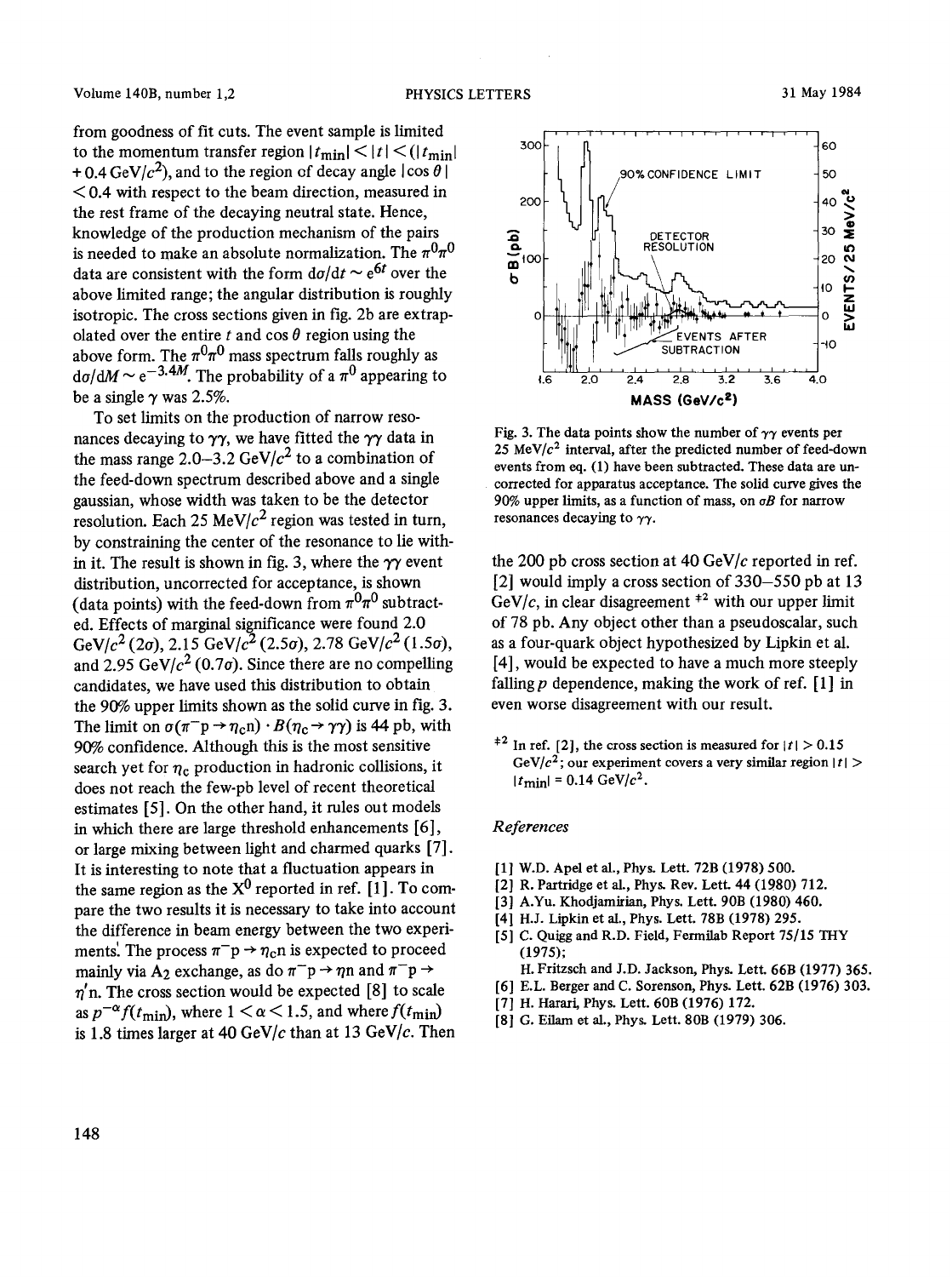from goodness of fit cuts. The event sample is limited to the momentum transfer region $|t_{min}| < |t| < (|t_{min}| + 0.4\ \mathrm{GeV}/c^2)$, and to the region of decay angle $|\cos\theta| < 0.4$ with respect to the beam direction, measured in the rest frame of the decaying neutral state. Hence, knowledge of the production mechanism of the pairs is needed to make an absolute normalization. The $\pi^0\pi^0$ data are consistent with the form $d\sigma/dt \sim e^{6t}$ over the above limited range; the angular distribution is roughly isotropic. The cross sections given in fig. 2b are extrapolated over the entire $t$ and $\cos\theta$ region using the above form. The $\pi^0\pi^0$ mass spectrum falls roughly as $d\sigma/dM \sim e^{-3.4M}$. The probability of a $\pi^0$ appearing to be a single $\gamma$ was 2.5%.

To set limits on the production of narrow resonances decaying to $\gamma\gamma$, we have fitted the $\gamma\gamma$ data in the mass range 2.0–3.2 GeV/$c^2$ to a combination of the feed-down spectrum described above and a single gaussian, whose width was taken to be the detector resolution. Each 25 MeV/$c^2$ region was tested in turn, by constraining the center of the resonance to lie within it. The result is shown in fig. 3, where the $\gamma\gamma$ event distribution, uncorrected for acceptance, is shown (data points) with the feed-down from $\pi^0\pi^0$ subtracted. Effects of marginal significance were found 2.0 GeV/$c^2$ ($2\sigma$), 2.15 GeV/$c^2$ ($2.5\sigma$), 2.78 GeV/$c^2$ ($1.5\sigma$), and 2.95 GeV/$c^2$ ($0.7\sigma$). Since there are no compelling candidates, we have used this distribution to obtain the 90% upper limits shown as the solid curve in fig. 3. The limit on $\sigma(\pi^- p \to \eta_c n) \cdot B(\eta_c \to \gamma\gamma)$ is 44 pb, with 90% confidence. Although this is the most sensitive search yet for $\eta_c$ production in hadronic collisions, it does not reach the few-pb level of recent theoretical estimates [5]. On the other hand, it rules out models in which there are large threshold enhancements [6], or large mixing between light and charmed quarks [7]. It is interesting to note that a fluctuation appears in the same region as the $X^0$ reported in ref. [1]. To compare the two results it is necessary to take into account the difference in beam energy between the two experiments. The process $\pi^- p \to \eta_c n$ is expected to proceed mainly via $A_2$ exchange, as do $\pi^- p \to \eta n$ and $\pi^- p \to \eta' n$. The cross section would be expected [8] to scale as $p^{-\alpha} f(t_{min})$, where $1 < \alpha < 1.5$, and where $f(t_{min})$ is 1.8 times larger at 40 GeV/$c$ than at 13 GeV/$c$. Then the 200 pb cross section at 40 GeV/$c$ reported in ref. [2] would imply a cross section of 330–550 pb at 13 GeV/$c$, in clear disagreement [‡2] with our upper limit of 78 pb. Any object other than a pseudoscalar, such as a four-quark object hypothesized by Lipkin et al. [4], would be expected to have a much more steeply falling $p$ dependence, making the work of ref. [1] in even worse disagreement with our result.

σB (pb)
EVENTS/25 MeV/c²
MASS (GeV/c²)
90% CONFIDENCE LIMIT
DETECTOR RESOLUTION
EVENTS AFTER SUBTRACTION

Fig. 3. The data points show the number of $\gamma\gamma$ events per 25 MeV/$c^2$ interval, after the predicted number of feed-down events from eq. (1) have been subtracted. These data are uncorrected for apparatus acceptance. The solid curve gives the 90% upper limits, as a function of mass, on $\sigma B$ for narrow resonances decaying to $\gamma\gamma$.

[‡2] In ref. [2], the cross section is measured for $|t| > 0.15$ GeV/$c^2$; our experiment covers a very similar region $|t| > |t_{min}| = 0.14$ GeV/$c^2$.

## References

[1] W.D. Apel et al., Phys. Lett. 72B (1978) 500.

[2] R. Partridge et al., Phys. Rev. Lett. 44 (1980) 712.

[3] A.Yu. Khodjamirian, Phys. Lett. 90B (1980) 460.

[4] H.J. Lipkin et al., Phys. Lett. 78B (1978) 295.

[5] C. Quigg and R.D. Field, Fermilab Report 75/15 THY (1975);
H. Fritzsch and J.D. Jackson, Phys. Lett. 66B (1977) 365.

[6] E.L. Berger and C. Sorenson, Phys. Lett. 62B (1976) 303.

[7] H. Harari, Phys. Lett. 60B (1976) 172.

[8] G. Eilam et al., Phys. Lett. 80B (1979) 306.